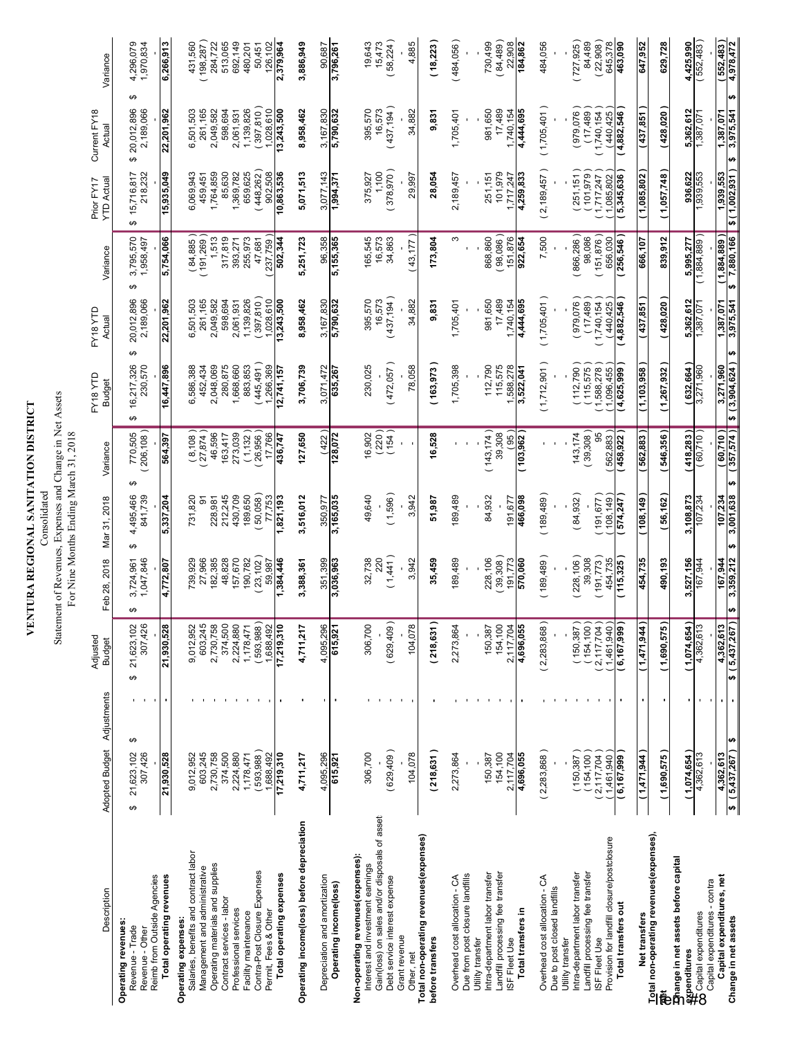# VENTURA REGIONAL SANITATION DISTRICT

Consolidated

Statement of Revenues, Expenses and Change in Net Assets

For Nine Months Ending March 31, 2018

| Description | Adopted Budget | Adjustments | Adjusted Budget | Feb 28, 2018 | Mar 31, 2018 | Variance | FY18 YTD Budget | FY18 YTD Actual | Variance | Prior FY17 YTD Actual | Current FY18 Actual | Variance |
|---|---|---|---|---|---|---|---|---|---|---|---|---|
| **Operating revenues:** | | | | | | | | | | | | |
| Revenue - Trade | $ 21,623,102 | $ - | $ 21,623,102 | $ 3,724,961 | $ 4,495,466 | $ 770,505 | $ 16,217,326 | $ 20,012,896 | $ 3,795,570 | $ 15,716,817 | $ 20,012,896 | $ 4,296,079 |
| Revenue - Other | 307,426 | - | 307,426 | 1,047,846 | 841,739 | (206,108) | 230,570 | 2,189,066 | 1,958,497 | 218,232 | 2,189,066 | 1,970,834 |
| Reimb from Outside Agencies | - | - | - | - | - | - | - | - | - | - | - | - |
| **Total operating revenues** | **21,930,528** | **-** | **21,930,528** | **4,772,807** | **5,337,204** | **564,397** | **16,447,896** | **22,201,962** | **5,754,066** | **15,935,049** | **22,201,962** | **6,266,913** |
| **Operating expenses:** | | | | | | | | | | | | |
| Salaries, benefits and contract labor | 9,012,952 | - | 9,012,952 | 739,929 | 731,820 | (8,108) | 6,586,388 | 6,501,503 | (84,885) | 6,069,943 | 6,501,503 | 431,560 |
| Management and administrative | 603,245 | - | 603,245 | 27,966 | 91 | (27,874) | 452,434 | 261,165 | (191,269) | 459,451 | 261,165 | (198,287) |
| Operating materials and supplies | 2,730,758 | - | 2,730,758 | 182,385 | 228,981 | 46,596 | 2,048,069 | 2,049,582 | 1,513 | 1,764,859 | 2,049,582 | 284,722 |
| Contract services - labor | 374,500 | - | 374,500 | 48,828 | 212,245 | 163,417 | 280,875 | 598,694 | 317,819 | 85,630 | 598,694 | 513,065 |
| Professional services | 2,224,880 | - | 2,224,880 | 157,670 | 430,709 | 273,039 | 1,668,660 | 2,061,931 | 393,271 | 1,369,782 | 2,061,931 | 692,149 |
| Facility maintenance | 1,178,471 | - | 1,178,471 | 190,782 | 189,650 | (1,132) | 883,853 | 1,139,826 | 255,973 | 659,625 | 1,139,826 | 480,201 |
| Contra-Post Closure Expenses | (593,988) | - | (593,988) | (23,102) | (50,058) | (26,956) | (445,491) | (397,810) | 47,681 | (448,262) | (397,810) | 50,451 |
| Permit, Fees & Other | 1,688,492 | - | 1,688,492 | 59,987 | 77,753 | 17,766 | 1,266,369 | 1,028,610 | (237,759) | 902,508 | 1,028,610 | 126,102 |
| **Total operating expenses** | **17,219,310** | **-** | **17,219,310** | **1,384,446** | **1,821,193** | **436,747** | **12,741,157** | **13,243,500** | **502,344** | **10,863,536** | **13,243,500** | **2,379,964** |
| **Operating income(loss) before depreciation** | **4,711,217** | **-** | **4,711,217** | **3,388,361** | **3,516,012** | **127,650** | **3,706,739** | **8,958,462** | **5,251,723** | **5,071,513** | **8,958,462** | **3,886,949** |
| Depreciation and amortization | 4,095,296 | - | 4,095,296 | 351,399 | 350,977 | (422) | 3,071,472 | 3,167,830 | 96,358 | 3,077,143 | 3,167,830 | 90,687 |
| **Operating income(loss)** | **615,921** | **-** | **615,921** | **3,036,963** | **3,165,035** | **128,072** | **635,267** | **5,790,632** | **5,155,365** | **1,994,371** | **5,790,632** | **3,796,261** |
| **Non-operating revenues(expenses):** | | | | | | | | | | | | |
| Interest and investment earnings | 306,700 | - | 306,700 | 32,738 | 49,640 | 16,902 | 230,025 | 395,570 | 165,545 | 375,927 | 395,570 | 19,643 |
| Gain(loss) on sales and/or disposals of asset | - | - | - | 220 | - | (220) | - | 16,573 | 16,573 | 1,100 | 16,573 | 15,473 |
| Debt service interest expense | (629,409) | - | (629,409) | (1,441) | (1,596) | (154) | (472,057) | (437,194) | 34,863 | (378,970) | (437,194) | (58,224) |
| Grant revenue | - | - | - | - | - | - | - | - | - | - | - | - |
| Other, net | 104,078 | - | 104,078 | 3,942 | 3,942 | - | 78,058 | 34,882 | (43,177) | 29,997 | 34,882 | 4,885 |
| **Total non-operating revenues(expenses) before transfers** | **(218,631)** | **-** | **(218,631)** | **35,459** | **51,987** | **16,528** | **(163,973)** | **9,831** | **173,804** | **28,054** | **9,831** | **(18,223)** |
| Overhead cost allocation - CA | 2,273,864 | - | 2,273,864 | 189,489 | 189,489 | - | 1,705,398 | 1,705,401 | 3 | 2,189,457 | 1,705,401 | (484,056) |
| Due from post closure landfills | - | - | - | - | - | - | - | - | - | - | - | - |
| Utility transfer | - | - | - | - | - | - | - | - | - | - | - | - |
| Intra-department labor transfer | 150,387 | - | 150,387 | 228,106 | 84,932 | (143,174) | 112,790 | 981,650 | 868,860 | 251,151 | 981,650 | 730,499 |
| Landfill processing fee transfer | 154,100 | - | 154,100 | (39,308) | - | 39,308 | 115,575 | 17,489 | (98,086) | 101,979 | 17,489 | (84,489) |
| ISF Fleet Use | 2,117,704 | - | 2,117,704 | 191,773 | 191,677 | (95) | 1,588,278 | 1,740,154 | 151,876 | 1,717,247 | 1,740,154 | 22,908 |
| **Total transfers in** | **4,696,055** | **-** | **4,696,055** | **570,060** | **466,098** | **(103,962)** | **3,522,041** | **4,444,695** | **922,654** | **4,259,833** | **4,444,695** | **184,862** |
| Overhead cost allocation - CA | (2,283,868) | - | (2,283,868) | (189,489) | (189,489) | - | (1,712,901) | (1,705,401) | 7,500 | (2,189,457) | (1,705,401) | 484,056 |
| Due to post closed landfills | - | - | - | - | - | - | - | - | - | - | - | - |
| Utility transfer | - | - | - | - | - | - | - | - | - | - | - | - |
| Intra-department labor transfer | (150,387) | - | (150,387) | (228,106) | (84,932) | 143,174 | (112,790) | (979,076) | (866,286) | (251,151) | (979,076) | (727,925) |
| Landfill processing fee transfer | (154,100) | - | (154,100) | 39,308 | - | (39,308) | (115,575) | (17,489) | 98,086 | (101,979) | (17,489) | 84,489 |
| ISF Fleet Use | (2,117,704) | - | (2,117,704) | (191,773) | (191,677) | 95 | (1,588,278) | (1,740,154) | (151,876) | (1,717,247) | (1,740,154) | (22,908) |
| Provision for landfill closure/postclosure | (1,461,940) | - | (1,461,940) | 454,735 | (108,149) | (562,883) | (1,096,455) | (440,425) | 656,030 | (1,085,802) | (440,425) | 645,378 |
| **Total transfers out** | **(6,167,999)** | **-** | **(6,167,999)** | **(115,325)** | **(574,247)** | **(458,922)** | **(4,625,999)** | **(4,882,546)** | **(256,546)** | **(5,345,636)** | **(4,882,546)** | **463,090** |
| **Net transfers** | **(1,471,944)** | **-** | **(1,471,944)** | **454,735** | **(108,149)** | **(562,883)** | **(1,103,958)** | **(437,851)** | **666,107** | **(1,085,802)** | **(437,851)** | **647,952** |
| **Total non-operating revenues(expenses), net** | **(1,690,575)** | **-** | **(1,690,575)** | **490,193** | **(56,162)** | **(546,356)** | **(1,267,932)** | **(428,020)** | **839,912** | **(1,057,748)** | **(428,020)** | **629,728** |
| **Change in net assets before capital expenditures** | **(1,074,654)** | **-** | **(1,074,654)** | **3,527,156** | **3,108,873** | **(418,283)** | **(632,664)** | **5,362,612** | **5,995,277** | **936,622** | **5,362,612** | **4,425,990** |
| Capital expenditures | 4,362,613 | - | 4,362,613 | 167,944 | 107,234 | (60,710) | 3,271,960 | 1,387,071 | (1,884,889) | 1,939,553 | 1,387,071 | (552,483) |
| Capital expenditures - contra | - | - | - | - | - | - | - | - | - | - | - | - |
| **Capital expenditures, net** | **4,362,613** | **-** | **4,362,613** | **167,944** | **107,234** | **(60,710)** | **3,271,960** | **1,387,071** | **(1,884,889)** | **1,939,553** | **1,387,071** | **(552,483)** |
| **Change in net assets** | **$ (5,437,267)** | **$ -** | **$ (5,437,267)** | **$ 3,359,212** | **$ 3,001,638** | **$ (357,574)** | **$ (3,904,624)** | **$ 3,975,541** | **$ 7,880,166** | **$ (1,002,931)** | **$ 3,975,541** | **$ 4,978,472** |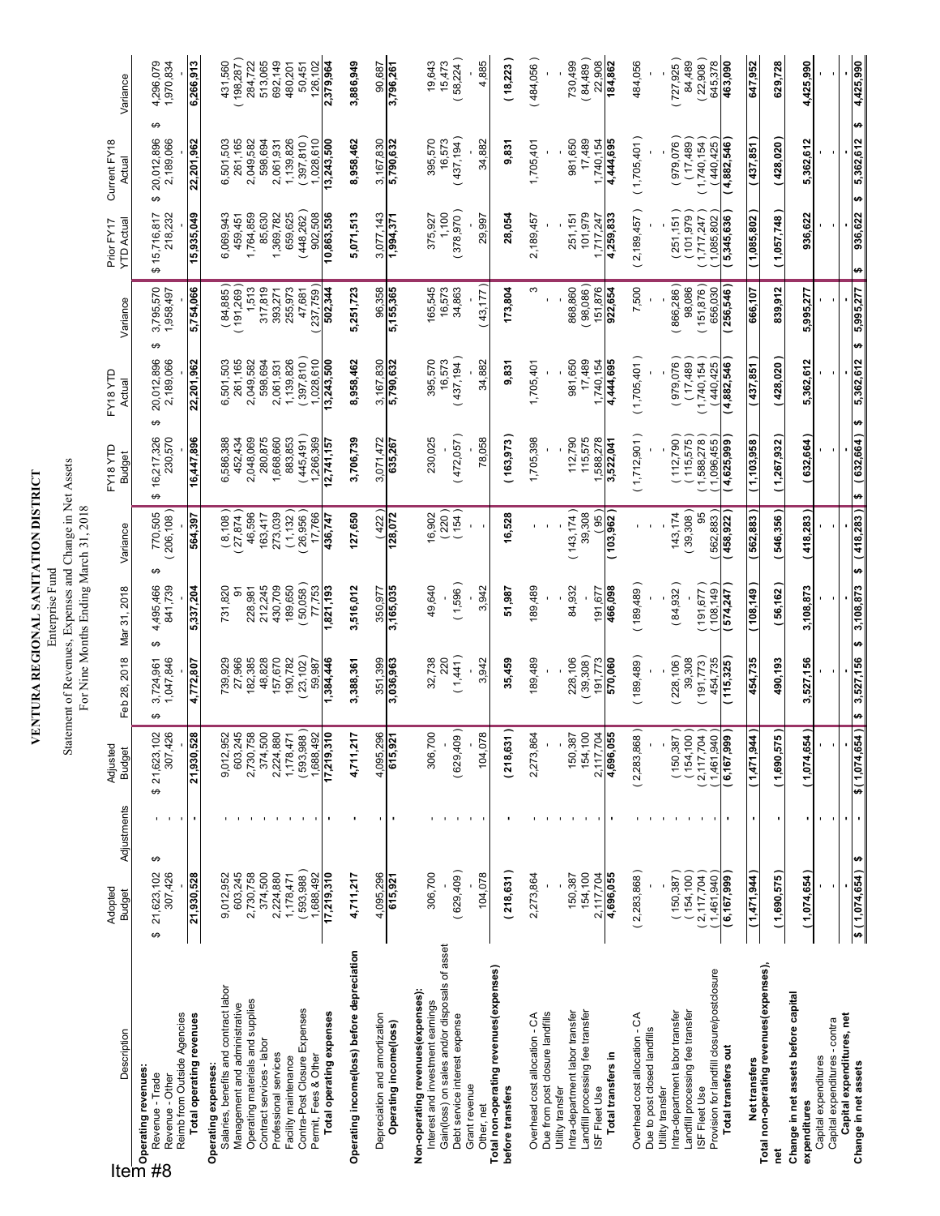Item #8

# VENTURA REGIONAL SANITATION DISTRICT

Enterprise Fund

Statement of Revenues, Expenses and Change in Net Assets

For Nine Months Ending March 31, 2018

| Description | Adopted Budget | Adjustments | Adjusted Budget | Feb 28, 2018 | Mar 31, 2018 | Variance | FY18 YTD Budget | FY18 YTD Actual | Variance | Prior FY17 YTD Actual | Current FY18 Actual | Variance |
|---|---|---|---|---|---|---|---|---|---|---|---|---|
| **Operating revenues:** | | | | | | | | | | | | |
| Revenue - Trade | $ 21,623,102 | $ - | $ 21,623,102 | $ 3,724,961 | $ 4,495,466 | $ 770,505 | $ 16,217,326 | $ 20,012,896 | $ 3,795,570 | $ 15,716,817 | $ 20,012,896 | $ 4,296,079 |
| Revenue - Other | 307,426 | - | 307,426 | 1,047,846 | 841,739 | (206,108) | 230,570 | 2,189,066 | 1,958,497 | 218,232 | 2,189,066 | 1,970,834 |
| Reimb from Outside Agencies | - | - | - | - | - | - | - | - | - | - | - | - |
| **Total operating revenues** | **21,930,528** | **-** | **21,930,528** | **4,772,807** | **5,337,204** | **564,397** | **16,447,896** | **22,201,962** | **5,754,066** | **15,935,049** | **22,201,962** | **6,266,913** |
| **Operating expenses:** | | | | | | | | | | | | |
| Salaries, benefits and contract labor | 9,012,952 | - | 9,012,952 | 739,929 | 731,820 | (8,108) | 6,586,388 | 6,501,503 | (84,885) | 6,069,943 | 6,501,503 | 431,560 |
| Management and administrative | 603,245 | - | 603,245 | 27,966 | 91 | (27,874) | 452,434 | 261,165 | (191,269) | 459,451 | 261,165 | (198,287) |
| Operating materials and supplies | 2,730,758 | - | 2,730,758 | 182,385 | 228,981 | 46,596 | 2,048,069 | 2,049,582 | 1,513 | 1,764,859 | 2,049,582 | 284,722 |
| Contract services - labor | 374,500 | - | 374,500 | 48,828 | 212,245 | 163,417 | 280,875 | 598,694 | 317,819 | 85,630 | 598,694 | 513,065 |
| Professional services | 2,224,880 | - | 2,224,880 | 157,670 | 430,709 | 273,039 | 1,668,660 | 2,061,931 | 393,271 | 1,369,782 | 2,061,931 | 692,149 |
| Facility maintenance | 1,178,471 | - | 1,178,471 | 190,782 | 189,650 | (1,132) | 883,853 | 1,139,826 | 255,973 | 659,625 | 1,139,826 | 480,201 |
| Contra-Post Closure Expenses | (593,988) | - | (593,988) | (23,102) | (50,058) | (26,956) | (445,491) | (397,810) | 47,681 | (448,262) | (397,810) | 50,451 |
| Permit, Fees & Other | 1,688,492 | - | 1,688,492 | 59,987 | 77,753 | 17,766 | 1,266,369 | 1,028,610 | (237,759) | 902,508 | 1,028,610 | 126,102 |
| **Total operating expenses** | **17,219,310** | **-** | **17,219,310** | **1,384,446** | **1,821,193** | **436,747** | **12,741,157** | **13,243,500** | **502,344** | **10,863,536** | **13,243,500** | **2,379,964** |
| **Operating income(loss) before depreciation** | **4,711,217** | **-** | **4,711,217** | **3,388,361** | **3,516,012** | **127,650** | **3,706,739** | **8,958,462** | **5,251,723** | **5,071,513** | **8,958,462** | **3,886,949** |
| Depreciation and amortization | 4,095,296 | - | 4,095,296 | 351,399 | 350,977 | (422) | 3,071,472 | 3,167,830 | 96,358 | 3,077,143 | 3,167,830 | 90,687 |
| **Operating income(loss)** | **615,921** | **-** | **615,921** | **3,036,963** | **3,165,035** | **128,072** | **635,267** | **5,790,632** | **5,155,365** | **1,994,371** | **5,790,632** | **3,796,261** |
| **Non-operating revenues(expenses):** | | | | | | | | | | | | |
| Interest and investment earnings | 306,700 | - | 306,700 | 32,738 | 49,640 | 16,902 | 230,025 | 395,570 | 165,545 | 375,927 | 395,570 | 19,643 |
| Gain(loss) on sales and/or disposals of asset | - | - | - | 220 | - | (220) | - | 16,573 | 16,573 | 1,100 | 16,573 | 15,473 |
| Debt service interest expense | (629,409) | - | (629,409) | (1,441) | (1,596) | (154) | (472,057) | (437,194) | 34,863 | (378,970) | (437,194) | (58,224) |
| Grant revenue | - | - | - | - | - | - | - | - | - | - | - | - |
| Other, net | 104,078 | - | 104,078 | 3,942 | 3,942 | - | 78,058 | 34,882 | (43,177) | 29,997 | 34,882 | 4,885 |
| **Total non-operating revenues(expenses) before transfers** | **(218,631)** | **-** | **(218,631)** | **35,459** | **51,987** | **16,528** | **(163,973)** | **9,831** | **173,804** | **28,054** | **9,831** | **(18,223)** |
| Overhead cost allocation - CA | 2,273,864 | - | 2,273,864 | 189,489 | 189,489 | - | 1,705,398 | 1,705,401 | 3 | 2,189,457 | 1,705,401 | (484,056) |
| Due from post closure landfills | - | - | - | - | - | - | - | - | - | - | - | - |
| Utility transfer | - | - | - | - | - | - | - | - | - | - | - | - |
| Intra-department labor transfer | 150,387 | - | 150,387 | 228,106 | 84,932 | (143,174) | 112,790 | 981,650 | 868,860 | 251,151 | 981,650 | 730,499 |
| Landfill processing fee transfer | 154,100 | - | 154,100 | (39,308) | - | 39,308 | 115,575 | 17,489 | (98,086) | 101,979 | 17,489 | (84,489) |
| ISF Fleet Use | 2,117,704 | - | 2,117,704 | 191,773 | 191,677 | (95) | 1,588,278 | 1,740,154 | 151,876 | 1,717,247 | 1,740,154 | 22,908 |
| **Total transfers in** | **4,696,055** | **-** | **4,696,055** | **570,060** | **466,098** | **(103,962)** | **3,522,041** | **4,444,695** | **922,654** | **4,259,833** | **4,444,695** | **184,862** |
| Overhead cost allocation - CA | (2,283,868) | - | (2,283,868) | (189,489) | (189,489) | - | (1,712,901) | (1,705,401) | 7,500 | (2,189,457) | (1,705,401) | 484,056 |
| Due to post closed landfills | - | - | - | - | - | - | - | - | - | - | - | - |
| Utility transfer | - | - | - | - | - | - | - | - | - | - | - | - |
| Intra-department labor transfer | (150,387) | - | (150,387) | (228,106) | (84,932) | 143,174 | (112,790) | (979,076) | (866,286) | (251,151) | (979,076) | (727,925) |
| Landfill processing fee transfer | (154,100) | - | (154,100) | 39,308 | - | (39,308) | (115,575) | (17,489) | 98,086 | (101,979) | (17,489) | 84,489 |
| ISF Fleet Use | (2,117,704) | - | (2,117,704) | (191,773) | (191,677) | 95 | (1,588,278) | (1,740,154) | (151,876) | (1,717,247) | (1,740,154) | (22,908) |
| Provision for landfill closure/postclosure | (1,461,940) | - | (1,461,940) | 454,735 | (108,149) | (562,883) | (1,096,455) | (440,425) | 656,030 | (1,085,802) | (440,425) | 645,378 |
| **Total transfers out** | **(6,167,999)** | **-** | **(6,167,999)** | **(115,325)** | **(574,247)** | **(458,922)** | **(4,625,999)** | **(4,882,546)** | **(256,546)** | **(5,345,636)** | **(4,882,546)** | **463,090** |
| **Net transfers** | **(1,471,944)** | **-** | **(1,471,944)** | **454,735** | **(108,149)** | **(562,883)** | **(1,103,958)** | **(437,851)** | **666,107** | **(1,085,802)** | **(437,851)** | **647,952** |
| **Total non-operating revenues(expenses), net** | **(1,690,575)** | **-** | **(1,690,575)** | **490,193** | **(56,162)** | **(546,356)** | **(1,267,932)** | **(428,020)** | **839,912** | **(1,057,748)** | **(428,020)** | **629,728** |
| **Change in net assets before capital expenditures** | **(1,074,654)** | **-** | **(1,074,654)** | **3,527,156** | **3,108,873** | **(418,283)** | **(632,664)** | **5,362,612** | **5,995,277** | **936,622** | **5,362,612** | **4,425,990** |
| Capital expenditures | - | - | - | - | - | - | - | - | - | - | - | - |
| Capital expenditures - contra | - | - | - | - | - | - | - | - | - | - | - | - |
| **Capital expenditures, net** | **-** | **-** | **-** | **-** | **-** | **-** | **-** | **-** | **-** | **-** | **-** | **-** |
| **Change in net assets** | **$ (1,074,654)** | **$ -** | **$ (1,074,654)** | **$ 3,527,156** | **$ 3,108,873** | **$ (418,283)** | **$ (632,664)** | **$ 5,362,612** | **$ 5,995,277** | **$ 936,622** | **$ 5,362,612** | **$ 4,425,990** |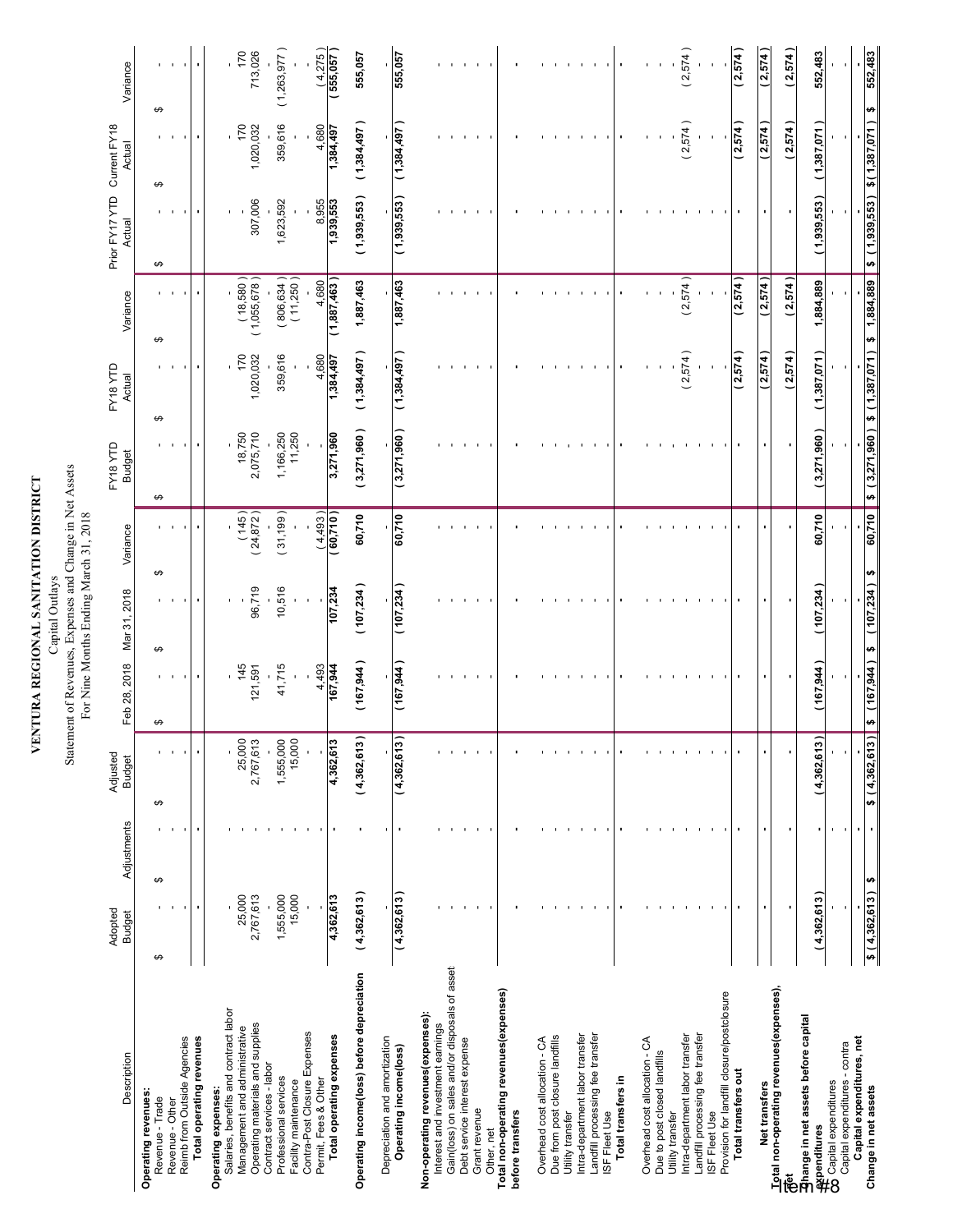# VENTURA REGIONAL SANITATION DISTRICT

Capital Outlays

Statement of Revenues, Expenses and Change in Net Assets

For Nine Months Ending March 31, 2018

| Description | Adopted Budget | Adjustments | Adjusted Budget | Feb 28, 2018 | Mar 31, 2018 | Variance | FY18 YTD Budget | FY18 YTD Actual | Variance | Prior FY17 YTD Actual | Current FY18 Actual | Variance |
|---|---|---|---|---|---|---|---|---|---|---|---|---|
| **Operating revenues:** | | | | | | | | | | | | |
| Revenue - Trade | $ - | $ - | $ - | $ - | $ - | $ - | $ - | $ - | $ - | $ - | $ - | $ - |
| Revenue - Other | - | - | - | - | - | - | - | - | - | - | - | - |
| Reimb from Outside Agencies | - | - | - | - | - | - | - | - | - | - | - | - |
| **Total operating revenues** | - | - | - | - | - | - | - | - | - | - | - | - |
| **Operating expenses:** | | | | | | | | | | | | |
| Salaries, benefits and contract labor | - | - | - | - | - | - | - | - | - | - | - | - |
| Management and administrative | 25,000 | - | 25,000 | 145 | - | (145) | 18,750 | 170 | (18,580) | - | 170 | 170 |
| Operating materials and supplies | 2,767,613 | - | 2,767,613 | 121,591 | 96,719 | (24,872) | 2,075,710 | 1,020,032 | (1,055,678) | 307,006 | 1,020,032 | 713,026 |
| Contract services - labor | - | - | - | - | - | - | - | - | - | - | - | - |
| Professional services | 1,555,000 | - | 1,555,000 | 41,715 | 10,516 | (31,199) | 1,166,250 | 359,616 | (806,634) | 1,623,592 | 359,616 | (1,263,977) |
| Facility maintenance | 15,000 | - | 15,000 | - | - | - | 11,250 | - | (11,250) | - | - | - |
| Contra-Post Closure Expenses | - | - | - | - | - | - | - | - | - | - | - | - |
| Permit, Fees & Other | - | - | - | 4,493 | - | (4,493) | - | 4,680 | 4,680 | 8,955 | 4,680 | (4,275) |
| **Total operating expenses** | 4,362,613 | - | 4,362,613 | 167,944 | 107,234 | (60,710) | 3,271,960 | 1,384,497 | (1,887,463) | 1,939,553 | 1,384,497 | (555,057) |
| **Operating income(loss) before depreciation** | (4,362,613) | - | (4,362,613) | (167,944) | (107,234) | 60,710 | (3,271,960) | (1,384,497) | 1,887,463 | (1,939,553) | (1,384,497) | 555,057 |
| Depreciation and amortization | - | - | - | - | - | - | - | - | - | - | - | - |
| **Operating income(loss)** | (4,362,613) | - | (4,362,613) | (167,944) | (107,234) | 60,710 | (3,271,960) | (1,384,497) | 1,887,463 | (1,939,553) | (1,384,497) | 555,057 |
| **Non-operating revenues(expenses):** | | | | | | | | | | | | |
| Interest and investment earnings | - | - | - | - | - | - | - | - | - | - | - | - |
| Gain(loss) on sales and/or disposals of asset | - | - | - | - | - | - | - | - | - | - | - | - |
| Debt service interest expense | - | - | - | - | - | - | - | - | - | - | - | - |
| Grant revenue | - | - | - | - | - | - | - | - | - | - | - | - |
| Other, net | - | - | - | - | - | - | - | - | - | - | - | - |
| **Total non-operating revenues(expenses) before transfers** | - | - | - | - | - | - | - | - | - | - | - | - |
| Overhead cost allocation - CA | - | - | - | - | - | - | - | - | - | - | - | - |
| Due from post closure landfills | - | - | - | - | - | - | - | - | - | - | - | - |
| Utility transfer | - | - | - | - | - | - | - | - | - | - | - | - |
| Intra-department labor transfer | - | - | - | - | - | - | - | - | - | - | - | - |
| Landfill processing fee transfer | - | - | - | - | - | - | - | - | - | - | - | - |
| ISF Fleet Use | - | - | - | - | - | - | - | - | - | - | - | - |
| **Total transfers in** | - | - | - | - | - | - | - | - | - | - | - | - |
| Overhead cost allocation - CA | - | - | - | - | - | - | - | - | - | - | - | - |
| Due to post closed landfills | - | - | - | - | - | - | - | - | - | - | - | - |
| Utility transfer | - | - | - | - | - | - | - | - | - | - | - | - |
| Intra-department labor transfer | - | - | - | - | - | - | - | (2,574) | (2,574) | - | (2,574) | (2,574) |
| Landfill processing fee transfer | - | - | - | - | - | - | - | - | - | - | - | - |
| ISF Fleet Use | - | - | - | - | - | - | - | - | - | - | - | - |
| Provision for landfill closure/postclosure | - | - | - | - | - | - | - | - | - | - | - | - |
| **Total transfers out** | - | - | - | - | - | - | - | (2,574) | (2,574) | - | (2,574) | (2,574) |
| **Net transfers** | - | - | - | - | - | - | - | (2,574) | (2,574) | - | (2,574) | (2,574) |
| **Total non-operating revenues(expenses), net** | - | - | - | - | - | - | - | (2,574) | (2,574) | - | (2,574) | (2,574) |
| **Change in net assets before capital expenditures** | (4,362,613) | - | (4,362,613) | (167,944) | (107,234) | 60,710 | (3,271,960) | (1,387,071) | 1,884,889 | (1,939,553) | (1,387,071) | 552,483 |
| Capital expenditures | - | - | - | - | - | - | - | - | - | - | - | - |
| Capital expenditures - contra | - | - | - | - | - | - | - | - | - | - | - | - |
| **Capital expenditures, net** | - | - | - | - | - | - | - | - | - | - | - | - |
| **Change in net assets** | $ (4,362,613) | $ - | $ (4,362,613) | $ (167,944) | $ (107,234) | $ 60,710 | $ (3,271,960) | $ (1,387,071) | $ 1,884,889 | $ (1,939,553) | $ (1,387,071) | $ 552,483 |

Item #8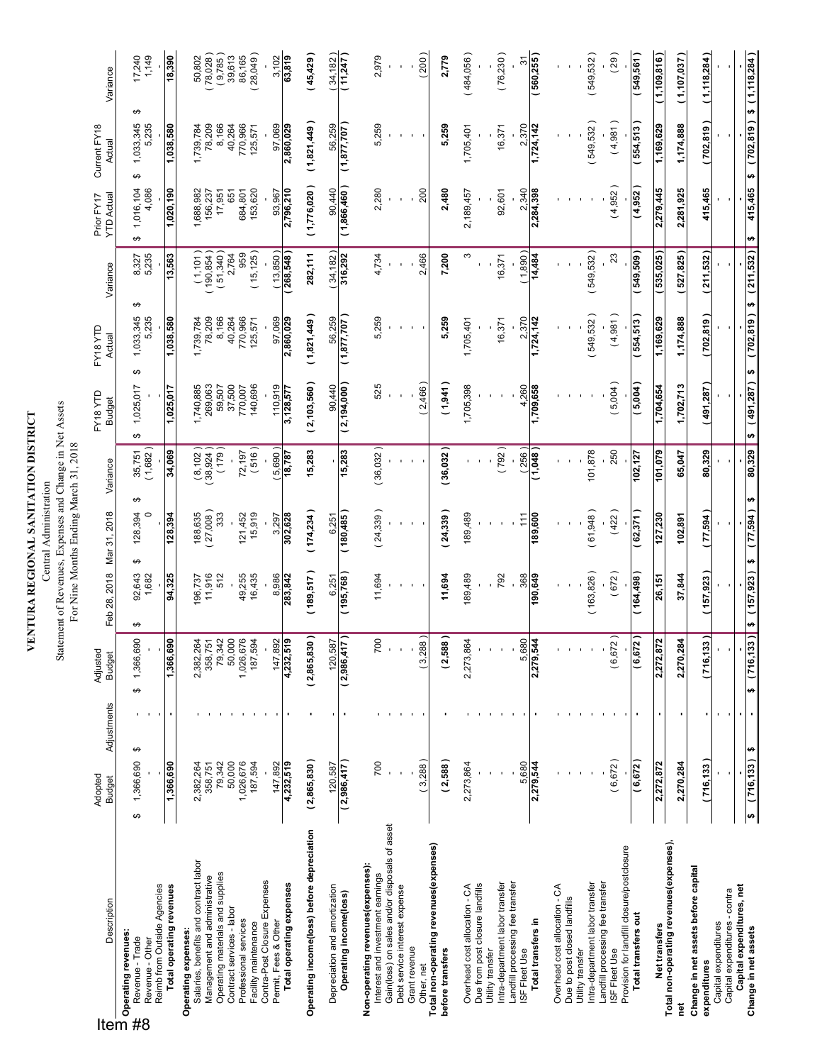Item #8

# VENTURA REGIONAL SANITATION DISTRICT

Central Administration

Statement of Revenues, Expenses and Change in Net Assets

For Nine Months Ending March 31, 2018

| Description | Adopted Budget | Adjustments | Adjusted Budget | Feb 28, 2018 | Mar 31, 2018 | Variance | FY18 YTD Budget | FY18 YTD Actual | Variance | Prior FY17 YTD Actual | Current FY18 Actual | Variance |
|---|---|---|---|---|---|---|---|---|---|---|---|---|
| **Operating revenues:** | | | | | | | | | | | | |
| Revenue - Trade | $ 1,366,690 | $ - | $ 1,366,690 | $ 92,643 | $ 128,394 | $ 35,751 | $ 1,025,017 | $ 1,033,345 | $ 8,327 | $ 1,016,104 | $ 1,033,345 | $ 17,240 |
| Revenue - Other | - | - | - | 1,682 | 0 | (1,682) | - | 5,235 | 5,235 | 4,086 | 5,235 | 1,149 |
| Reimb from Outside Agencies | - | - | - | - | - | - | - | - | - | - | - | - |
| **Total operating revenues** | **1,366,690** | **-** | **1,366,690** | **94,325** | **128,394** | **34,069** | **1,025,017** | **1,038,580** | **13,563** | **1,020,190** | **1,038,580** | **18,390** |
| **Operating expenses:** | | | | | | | | | | | | |
| Salaries, benefits and contract labor | 2,382,264 | - | 2,382,264 | 196,737 | 188,635 | (8,102) | 1,740,885 | 1,739,784 | (1,101) | 1,688,982 | 1,739,784 | 50,802 |
| Management and administrative | 358,751 | - | 358,751 | 11,916 | (27,008) | (38,924) | 269,063 | 78,209 | (190,854) | 156,237 | 78,209 | (78,028) |
| Operating materials and supplies | 79,342 | - | 79,342 | 512 | 333 | (179) | 59,507 | 8,166 | (51,340) | 17,951 | 8,166 | (9,785) |
| Contract services - labor | 50,000 | - | 50,000 | - | - | - | 37,500 | 40,264 | 2,764 | 651 | 40,264 | 39,613 |
| Professional services | 1,026,676 | - | 1,026,676 | 49,255 | 121,452 | 72,197 | 770,007 | 770,966 | 959 | 684,801 | 770,966 | 86,165 |
| Facility maintenance | 187,594 | - | 187,594 | 16,435 | 15,919 | (516) | 140,696 | 125,571 | (15,125) | 153,620 | 125,571 | (28,049) |
| Contra-Post Closure Expenses | - | - | - | - | - | - | - | - | - | - | - | - |
| Permit, Fees & Other | 147,892 | - | 147,892 | 8,986 | 3,297 | (5,690) | 110,919 | 97,069 | (13,850) | 93,967 | 97,069 | 3,102 |
| **Total operating expenses** | **4,232,519** | **-** | **4,232,519** | **283,842** | **302,628** | **18,787** | **3,128,577** | **2,860,029** | **(268,548)** | **2,796,210** | **2,860,029** | **63,819** |
| **Operating income(loss) before depreciation** | **(2,865,830)** | **-** | **(2,865,830)** | **(189,517)** | **(174,234)** | **15,283** | **(2,103,560)** | **(1,821,449)** | **282,111** | **(1,776,020)** | **(1,821,449)** | **(45,429)** |
| Depreciation and amortization | 120,587 | - | 120,587 | 6,251 | 6,251 | - | 90,440 | 56,259 | (34,182) | 90,440 | 56,259 | (34,182) |
| **Operating income(loss)** | **(2,986,417)** | **-** | **(2,986,417)** | **(195,768)** | **(180,485)** | **15,283** | **(2,194,000)** | **(1,877,707)** | **316,292** | **(1,866,460)** | **(1,877,707)** | **(11,247)** |
| **Non-operating revenues(expenses):** | | | | | | | | | | | | |
| Interest and investment earnings | 700 | - | 700 | 11,694 | (24,339) | (36,032) | 525 | 5,259 | 4,734 | 2,280 | 5,259 | 2,979 |
| Gain(loss) on sales and/or disposals of asset | - | - | - | - | - | - | - | - | - | - | - | - |
| Debt service interest expense | - | - | - | - | - | - | - | - | - | - | - | - |
| Grant revenue | - | - | - | - | - | - | - | - | - | - | - | - |
| Other, net | (3,288) | - | (3,288) | - | - | - | (2,466) | - | 2,466 | 200 | - | (200) |
| **Total non-operating revenues(expenses) before transfers** | **(2,588)** | **-** | **(2,588)** | **11,694** | **(24,339)** | **(36,032)** | **(1,941)** | **5,259** | **7,200** | **2,480** | **5,259** | **2,779** |
| Overhead cost allocation - CA | 2,273,864 | - | 2,273,864 | 189,489 | 189,489 | - | 1,705,398 | 1,705,401 | 3 | 2,189,457 | 1,705,401 | (484,056) |
| Due from post closure landfills | - | - | - | - | - | - | - | - | - | - | - | - |
| Utility transfer | - | - | - | - | - | - | - | - | - | - | - | - |
| Intra-department labor transfer | - | - | - | 792 | - | (792) | - | 16,371 | 16,371 | 92,601 | 16,371 | (76,230) |
| Landfill processing fee transfer | - | - | - | - | - | - | - | - | - | - | - | - |
| ISF Fleet Use | 5,680 | - | 5,680 | 368 | 111 | (256) | 4,260 | 2,370 | (1,890) | 2,340 | 2,370 | 31 |
| **Total transfers in** | **2,279,544** | **-** | **2,279,544** | **190,649** | **189,600** | **(1,048)** | **1,709,658** | **1,724,142** | **14,484** | **2,284,398** | **1,724,142** | **(560,255)** |
| Overhead cost allocation - CA | - | - | - | - | - | - | - | - | - | - | - | - |
| Due to post closed landfills | - | - | - | - | - | - | - | - | - | - | - | - |
| Utility transfer | - | - | - | - | - | - | - | - | - | - | - | - |
| Intra-department labor transfer | - | - | - | (163,826) | (61,948) | 101,878 | - | (549,532) | (549,532) | - | (549,532) | (549,532) |
| Landfill processing fee transfer | - | - | - | - | - | - | - | - | - | - | - | - |
| ISF Fleet Use | (6,672) | - | (6,672) | (672) | (422) | 250 | (5,004) | (4,981) | 23 | (4,952) | (4,981) | (29) |
| Provision for landfill closure/postclosure | - | - | - | - | - | - | - | - | - | - | - | - |
| **Total transfers out** | **(6,672)** | **-** | **(6,672)** | **(164,498)** | **(62,371)** | **102,127** | **(5,004)** | **(554,513)** | **(549,509)** | **(4,952)** | **(554,513)** | **(549,561)** |
| **Net transfers** | **2,272,872** | **-** | **2,272,872** | **26,151** | **127,230** | **101,079** | **1,704,654** | **1,169,629** | **(535,025)** | **2,279,445** | **1,169,629** | **(1,109,816)** |
| **Total non-operating revenues(expenses), net** | **2,270,284** | **-** | **2,270,284** | **37,844** | **102,891** | **65,047** | **1,702,713** | **1,174,888** | **(527,825)** | **2,281,925** | **1,174,888** | **(1,107,037)** |
| **Change in net assets before capital expenditures** | **(716,133)** | **-** | **(716,133)** | **(157,923)** | **(77,594)** | **80,329** | **(491,287)** | **(702,819)** | **(211,532)** | **415,465** | **(702,819)** | **(1,118,284)** |
| Capital expenditures | - | - | - | - | - | - | - | - | - | - | - | - |
| Capital expenditures - contra | - | - | - | - | - | - | - | - | - | - | - | - |
| **Capital expenditures, net** | **-** | **-** | **-** | **-** | **-** | **-** | **-** | **-** | **-** | **-** | **-** | **-** |
| **Change in net assets** | **$ (716,133)** | **$ -** | **$ (716,133)** | **$ (157,923)** | **$ (77,594)** | **$ 80,329** | **$ (491,287)** | **$ (702,819)** | **$ (211,532)** | **$ 415,465** | **$ (702,819)** | **$ (1,118,284)** |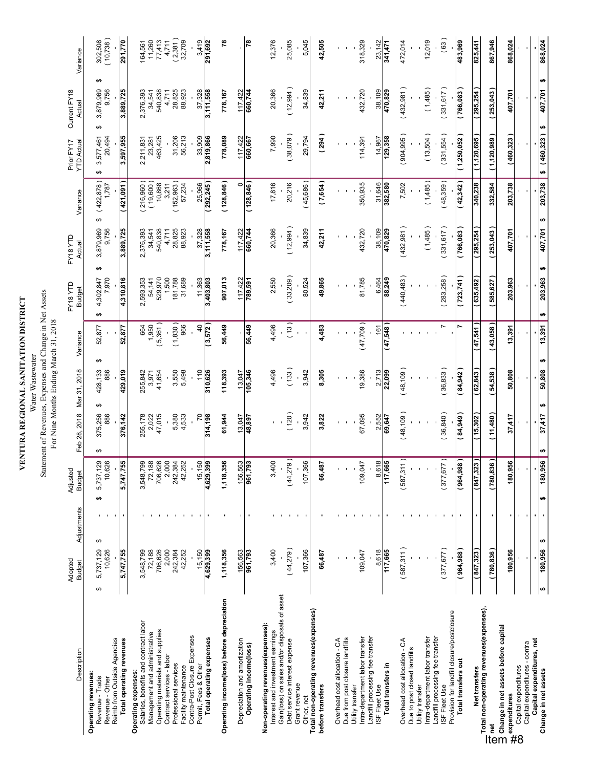# VENTURA REGIONAL SANITATION DISTRICT

Water Wastewater

Statement of Revenues, Expenses and Change in Net Assets

For Nine Months Ending March 31, 2018

| Description | Adopted Budget | Adjustments | Adjusted Budget | Feb 28, 2018 | Mar 31, 2018 | Variance | FY18 YTD Budget | FY18 YTD Actual | Variance | Prior FY17 YTD Actual | Current FY18 Actual | Variance |
|---|---|---|---|---|---|---|---|---|---|---|---|---|
| **Operating revenues:** | | | | | | | | | | | | |
| Revenue - Trade | $ 5,737,129 | $ - | $ 5,737,129 | $ 375,256 | $ 428,133 | $ 52,877 | $ 4,302,847 | $ 3,879,969 | $ (422,878) | $ 3,577,461 | $ 3,879,969 | $ 302,508 |
| Revenue - Other | 10,626 | - | 10,626 | 886 | 886 | - | 7,970 | 9,756 | 1,787 | 20,494 | 9,756 | (10,738) |
| Reimb from Outside Agencies | - | - | - | - | - | - | - | - | - | - | - | - |
| **Total operating revenues** | 5,747,755 | - | 5,747,755 | 376,142 | 429,019 | 52,877 | 4,310,816 | 3,889,725 | (421,091) | 3,597,955 | 3,889,725 | 291,770 |
| **Operating expenses:** | | | | | | | | | | | | |
| Salaries, benefits and contract labor | 3,548,799 | - | 3,548,799 | 255,178 | 255,842 | 664 | 2,593,353 | 2,376,393 | (216,960) | 2,211,831 | 2,376,393 | 164,561 |
| Management and administrative | 72,188 | - | 72,188 | 2,022 | 3,971 | 1,950 | 54,141 | 34,541 | (19,600) | 23,281 | 34,541 | 11,260 |
| Operating materials and supplies | 706,626 | - | 706,626 | 47,015 | 41,654 | (5,361) | 529,970 | 540,838 | 10,868 | 463,425 | 540,838 | 77,413 |
| Contract services - labor | 2,000 | - | 2,000 | - | - | - | 1,500 | 4,711 | 3,211 | - | 4,711 | 4,711 |
| Professional services | 242,384 | - | 242,384 | 5,380 | 3,550 | (1,830) | 181,788 | 28,825 | (152,963) | 31,206 | 28,825 | (2,381) |
| Facility maintenance | 42,252 | - | 42,252 | 4,533 | 5,498 | 966 | 31,689 | 88,923 | 57,234 | 56,213 | 88,923 | 32,709 |
| Contra-Post Closure Expenses | - | - | - | - | - | - | - | - | - | - | - | - |
| Permit, Fees & Other | 15,150 | - | 15,150 | 70 | 110 | 40 | 11,363 | 37,328 | 25,966 | 33,909 | 37,328 | 3,419 |
| **Total operating expenses** | 4,629,399 | - | 4,629,399 | 314,198 | 310,626 | (3,572) | 3,403,803 | 3,111,558 | (292,245) | 2,819,866 | 3,111,558 | 291,692 |
| **Operating income(loss) before depreciation** | 1,118,356 | - | 1,118,356 | 61,944 | 118,393 | 56,449 | 907,013 | 778,167 | (128,846) | 778,089 | 778,167 | 78 |
| Depreciation and amortization | 156,563 | - | 156,563 | 13,047 | 13,047 | - | 117,422 | 117,422 | 0 | 117,422 | 117,422 | - |
| **Operating income(loss)** | 961,793 | - | 961,793 | 48,897 | 105,346 | 56,449 | 789,591 | 660,744 | (128,846) | 660,667 | 660,744 | 78 |
| **Non-operating revenues(expenses):** | | | | | | | | | | | | |
| Interest and investment earnings | 3,400 | - | 3,400 | - | 4,496 | 4,496 | 2,550 | 20,366 | 17,816 | 7,990 | 20,366 | 12,376 |
| Gain(loss) on sales and/or disposals of asset | - | - | - | - | - | - | - | - | - | - | - | - |
| Debt service interest expense | (44,279) | - | (44,279) | (120) | (133) | (13) | (33,209) | (12,994) | 20,216 | (38,079) | (12,994) | 25,085 |
| Grant revenue | - | - | - | - | - | - | - | - | - | - | - | - |
| Other, net | 107,366 | - | 107,366 | 3,942 | 3,942 | - | 80,524 | 34,839 | (45,686) | 29,794 | 34,839 | 5,045 |
| **Total non-operating revenues(expenses) before transfers** | 66,487 | - | 66,487 | 3,822 | 8,305 | 4,483 | 49,865 | 42,211 | (7,654) | (294) | 42,211 | 42,505 |
| Overhead cost allocation - CA | - | - | - | - | - | - | - | - | - | - | - | - |
| Due from post closure landfills | - | - | - | - | - | - | - | - | - | - | - | - |
| Utility transfer | - | - | - | - | - | - | - | - | - | - | - | - |
| Intra-department labor transfer | 109,047 | - | 109,047 | 67,095 | 19,386 | (47,709) | 81,785 | 432,720 | 350,935 | 114,391 | 432,720 | 318,329 |
| Landfill processing fee transfer | - | - | - | - | - | - | - | - | - | - | - | - |
| ISF Fleet Use | 8,618 | - | 8,618 | 2,552 | 2,713 | 161 | 6,464 | 38,109 | 31,646 | 14,967 | 38,109 | 23,142 |
| **Total transfers in** | 117,665 | - | 117,665 | 69,647 | 22,099 | (47,548) | 88,249 | 470,829 | 382,580 | 129,358 | 470,829 | 341,471 |
| Overhead cost allocation - CA | (587,311) | - | (587,311) | (48,109) | (48,109) | - | (440,483) | (432,981) | 7,502 | (904,995) | (432,981) | 472,014 |
| Due to post closed landfills | - | - | - | - | - | - | - | - | - | - | - | - |
| Utility transfer | - | - | - | - | - | - | - | - | - | - | - | - |
| Intra-department labor transfer | - | - | - | - | - | - | - | (1,485) | (1,485) | (13,504) | (1,485) | 12,019 |
| Landfill processing fee transfer | - | - | - | - | - | - | - | - | - | - | - | - |
| ISF Fleet Use | (377,677) | - | (377,677) | (36,840) | (36,833) | 7 | (283,258) | (331,617) | (48,359) | (331,554) | (331,617) | (63) |
| Provision for landfill closure/postclosure | - | - | - | - | - | - | - | - | - | - | - | - |
| **Total transfers out** | (964,988) | - | (964,988) | (84,949) | (84,942) | 7 | (723,741) | (766,083) | (42,342) | (1,250,052) | (766,083) | 483,969 |
| **Net transfers** | (847,323) | - | (847,323) | (15,302) | (62,843) | (47,541) | (635,492) | (295,254) | 340,238 | (1,120,695) | (295,254) | 825,441 |
| **Total non-operating revenues(expenses), net** | (780,836) | - | (780,836) | (11,480) | (54,538) | (43,058) | (585,627) | (253,043) | 332,584 | (1,120,989) | (253,043) | 867,946 |
| **Change in net assets before capital expenditures** | 180,956 | - | 180,956 | 37,417 | 50,808 | 13,391 | 203,963 | 407,701 | 203,738 | (460,323) | 407,701 | 868,024 |
| Capital expenditures | - | - | - | - | - | - | - | - | - | - | - | - |
| Capital expenditures - contra | - | - | - | - | - | - | - | - | - | - | - | - |
| **Capital expenditures, net** | - | - | - | - | - | - | - | - | - | - | - | - |
| **Change in net assets** | $ 180,956 | $ - | $ 180,956 | $ 37,417 | $ 50,808 | $ 13,391 | $ 203,963 | $ 407,701 | $ 203,738 | $ (460,323) | $ 407,701 | $ 868,024 |

Item #8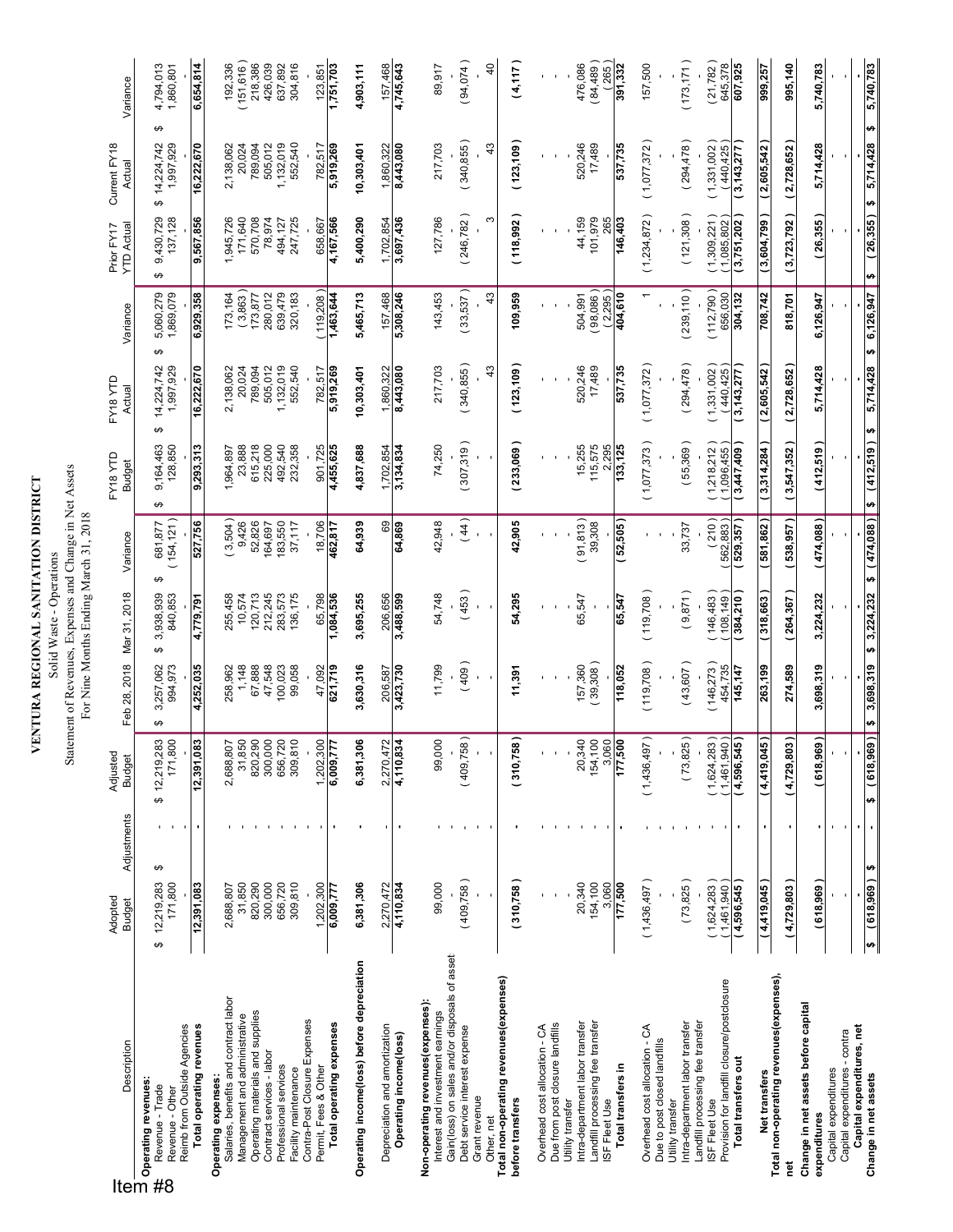Item #8

# VENTURA REGIONAL SANITATION DISTRICT

Solid Waste - Operations

Statement of Revenues, Expenses and Change in Net Assets

For Nine Months Ending March 31, 2018

| Description | Adopted Budget | Adjustments | Adjusted Budget | Feb 28, 2018 | Mar 31, 2018 | Variance | FY18 YTD Budget | FY18 YTD Actual | Variance | Prior FY17 YTD Actual | Current FY18 Actual | Variance |
|---|---|---|---|---|---|---|---|---|---|---|---|---|
| **Operating revenues:** | | | | | | | | | | | | |
| Revenue - Trade | $ 12,219,283 | $ - | $ 12,219,283 | $ 3,257,062 | $ 3,938,939 | $ 681,877 | $ 9,164,463 | $ 14,224,742 | $ 5,060,279 | $ 9,430,729 | $ 14,224,742 | $ 4,794,013 |
| Revenue - Other | 171,800 | - | 171,800 | 994,973 | 840,853 | (154,121) | 128,850 | 1,997,929 | 1,869,079 | 137,128 | 1,997,929 | 1,860,801 |
| Reimb from Outside Agencies | - | - | - | - | - | - | - | - | - | - | - | - |
| **Total operating revenues** | **12,391,083** | **-** | **12,391,083** | **4,252,035** | **4,779,791** | **527,756** | **9,293,313** | **16,222,670** | **6,929,358** | **9,567,856** | **16,222,670** | **6,654,814** |
| **Operating expenses:** | | | | | | | | | | | | |
| Salaries, benefits and contract labor | 2,688,807 | - | 2,688,807 | 258,962 | 255,458 | (3,504) | 1,964,897 | 2,138,062 | 173,164 | 1,945,726 | 2,138,062 | 192,336 |
| Management and administrative | 31,850 | - | 31,850 | 1,148 | 10,574 | 9,426 | 23,888 | 20,024 | (3,863) | 171,640 | 20,024 | (151,616) |
| Operating materials and supplies | 820,290 | - | 820,290 | 67,888 | 120,713 | 52,826 | 615,218 | 789,094 | 173,877 | 570,708 | 789,094 | 218,386 |
| Contract services - labor | 300,000 | - | 300,000 | 47,548 | 212,245 | 164,697 | 225,000 | 505,012 | 280,012 | 78,974 | 505,012 | 426,039 |
| Professional services | 656,720 | - | 656,720 | 100,023 | 283,573 | 183,550 | 492,540 | 1,132,019 | 639,479 | 494,127 | 1,132,019 | 637,892 |
| Facility maintenance | 309,810 | - | 309,810 | 99,058 | 136,175 | 37,117 | 232,358 | 552,540 | 320,183 | 247,725 | 552,540 | 304,816 |
| Contra-Post Closure Expenses | - | - | - | - | - | - | - | - | - | - | - | - |
| Permit, Fees & Other | 1,202,300 | - | 1,202,300 | 47,092 | 65,798 | 18,706 | 901,725 | 782,517 | (119,208) | 658,667 | 782,517 | 123,851 |
| **Total operating expenses** | **6,009,777** | **-** | **6,009,777** | **621,719** | **1,084,536** | **462,817** | **4,455,625** | **5,919,269** | **1,463,644** | **4,167,566** | **5,919,269** | **1,751,703** |
| **Operating income(loss) before depreciation** | **6,381,306** | **-** | **6,381,306** | **3,630,316** | **3,695,255** | **64,939** | **4,837,688** | **10,303,401** | **5,465,713** | **5,400,290** | **10,303,401** | **4,903,111** |
| Depreciation and amortization | 2,270,472 | - | 2,270,472 | 206,587 | 206,656 | 69 | 1,702,854 | 1,860,322 | 157,468 | 1,702,854 | 1,860,322 | 157,468 |
| **Operating income(loss)** | **4,110,834** | **-** | **4,110,834** | **3,423,730** | **3,488,599** | **64,869** | **3,134,834** | **8,443,080** | **5,308,246** | **3,697,436** | **8,443,080** | **4,745,643** |
| **Non-operating revenues(expenses):** | | | | | | | | | | | | |
| Interest and investment earnings | 99,000 | - | 99,000 | 11,799 | 54,748 | 42,948 | 74,250 | 217,703 | 143,453 | 127,786 | 217,703 | 89,917 |
| Gain(loss) on sales and/or disposals of asset | - | - | - | - | - | - | - | - | - | - | - | - |
| Debt service interest expense | (409,758) | - | (409,758) | (409) | (453) | (44) | (307,319) | (340,855) | (33,537) | (246,782) | (340,855) | (94,074) |
| Grant revenue | - | - | - | - | - | - | - | - | - | - | - | - |
| Other, net | - | - | - | - | - | - | - | 43 | 43 | 3 | 43 | 40 |
| **Total non-operating revenues(expenses) before transfers** | **(310,758)** | **-** | **(310,758)** | **11,391** | **54,295** | **42,905** | **(233,069)** | **(123,109)** | **109,959** | **(118,992)** | **(123,109)** | **(4,117)** |
| Overhead cost allocation - CA | - | - | - | - | - | - | - | - | - | - | - | - |
| Due from post closure landfills | - | - | - | - | - | - | - | - | - | - | - | - |
| Utility transfer | - | - | - | - | - | - | - | - | - | - | - | - |
| Intra-department labor transfer | 20,340 | - | 20,340 | 157,360 | 65,547 | (91,813) | 15,255 | 520,246 | 504,991 | 44,159 | 520,246 | 476,086 |
| Landfill processing fee transfer | 154,100 | - | 154,100 | (39,308) | - | 39,308 | 115,575 | 17,489 | (98,086) | 101,979 | 17,489 | (84,489) |
| ISF Fleet Use | 3,060 | - | 3,060 | - | - | - | 2,295 | - | (2,295) | 265 | - | (265) |
| **Total transfers in** | **177,500** | **-** | **177,500** | **118,052** | **65,547** | **(52,505)** | **133,125** | **537,735** | **404,610** | **146,403** | **537,735** | **391,332** |
| Overhead cost allocation - CA | (1,436,497) | - | (1,436,497) | (119,708) | (119,708) | - | (1,077,373) | (1,077,372) | 1 | (1,234,872) | (1,077,372) | 157,500 |
| Due to post closed landfills | - | - | - | - | - | - | - | - | - | - | - | - |
| Utility transfer | - | - | - | - | - | - | - | - | - | - | - | - |
| Intra-department labor transfer | (73,825) | - | (73,825) | (43,607) | (9,871) | 33,737 | (55,369) | (294,478) | (239,110) | (121,308) | (294,478) | (173,171) |
| Landfill processing fee transfer | - | - | - | - | - | - | - | - | - | - | - | - |
| ISF Fleet Use | (1,624,283) | - | (1,624,283) | (146,273) | (146,483) | (210) | (1,218,212) | (1,331,002) | (112,790) | (1,309,221) | (1,331,002) | (21,782) |
| Provision for landfill closure/postclosure | (1,461,940) | - | (1,461,940) | 454,735 | (108,149) | (562,883) | (1,096,455) | (440,425) | 656,030 | (1,085,802) | (440,425) | 645,378 |
| **Total transfers out** | **(4,596,545)** | **-** | **(4,596,545)** | **145,147** | **(384,210)** | **(529,357)** | **(3,447,409)** | **(3,143,277)** | **304,132** | **(3,751,202)** | **(3,143,277)** | **607,925** |
| **Net transfers** | **(4,419,045)** | **-** | **(4,419,045)** | **263,199** | **(318,663)** | **(581,862)** | **(3,314,284)** | **(2,605,542)** | **708,742** | **(3,604,799)** | **(2,605,542)** | **999,257** |
| **Total non-operating revenues(expenses), net** | **(4,729,803)** | **-** | **(4,729,803)** | **274,589** | **(264,367)** | **(538,957)** | **(3,547,352)** | **(2,728,652)** | **818,701** | **(3,723,792)** | **(2,728,652)** | **995,140** |
| **Change in net assets before capital expenditures** | **(618,969)** | **-** | **(618,969)** | **3,698,319** | **3,224,232** | **(474,088)** | **(412,519)** | **5,714,428** | **6,126,947** | **(26,355)** | **5,714,428** | **5,740,783** |
| Capital expenditures | - | - | - | - | - | - | - | - | - | - | - | - |
| Capital expenditures - contra | - | - | - | - | - | - | - | - | - | - | - | - |
| **Capital expenditures, net** | **-** | **-** | **-** | **-** | **-** | **-** | **-** | **-** | **-** | **-** | **-** | **-** |
| **Change in net assets** | **$ (618,969)** | **$ -** | **$ (618,969)** | **$ 3,698,319** | **$ 3,224,232** | **$ (474,088)** | **$ (412,519)** | **$ 5,714,428** | **$ 6,126,947** | **$ (26,355)** | **$ 5,714,428** | **$ 5,740,783** |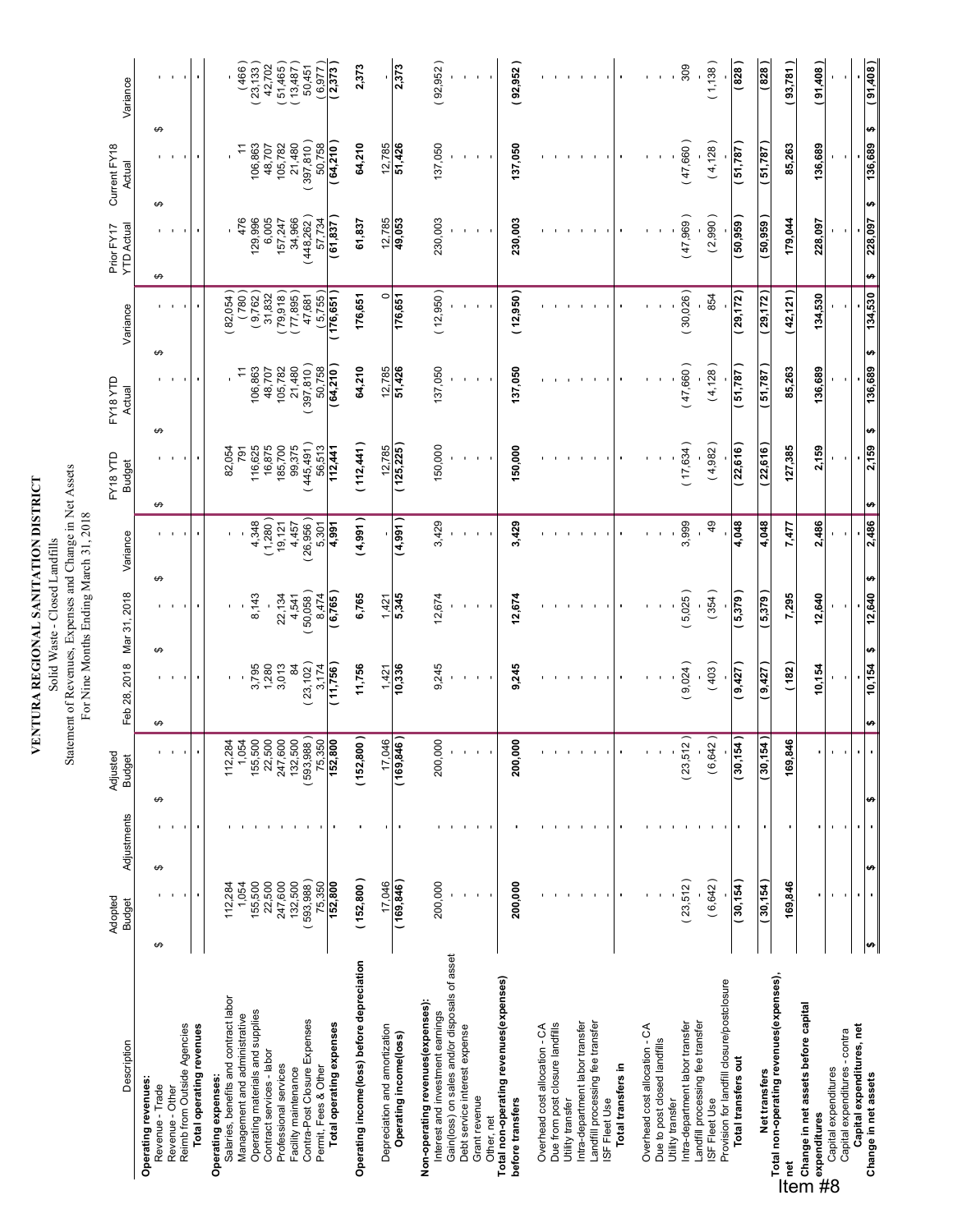# VENTURA REGIONAL SANITATION DISTRICT

Solid Waste - Closed Landfills
Statement of Revenues, Expenses and Change in Net Assets
For Nine Months Ending March 31, 2018

| Description | Adopted Budget | Adjustments | Adjusted Budget | Feb 28, 2018 | Mar 31, 2018 | Variance | FY18 YTD Budget | FY18 YTD Actual | Variance | Prior FY17 YTD Actual | Current FY18 Actual | Variance |
|---|---|---|---|---|---|---|---|---|---|---|---|---|
| **Operating revenues:** | | | | | | | | | | | | |
| Revenue - Trade | $ - | $ - | $ - | $ - | $ - | $ - | $ - | $ - | $ - | $ - | $ - | $ - |
| Revenue - Other | - | - | - | - | - | - | - | - | - | - | - | - |
| Reimb from Outside Agencies | - | - | - | - | - | - | - | - | - | - | - | - |
| **Total operating revenues** | - | - | - | - | - | - | - | - | - | - | - | - |
| **Operating expenses:** | | | | | | | | | | | | |
| Salaries, benefits and contract labor | 112,284 | - | 112,284 | - | - | - | 82,054 | - | (82,054) | - | - | - |
| Management and administrative | 1,054 | - | 1,054 | - | - | - | 791 | 11 | (780) | 476 | 11 | (466) |
| Operating materials and supplies | 155,500 | - | 155,500 | 3,795 | 8,143 | 4,348 | 116,625 | 106,863 | (9,762) | 129,996 | 106,863 | (23,133) |
| Contract services - labor | 22,500 | - | 22,500 | 1,280 | - | (1,280) | 16,875 | 48,707 | 31,832 | 6,005 | 48,707 | 42,702 |
| Professional services | 247,600 | - | 247,600 | 3,013 | 22,134 | 19,121 | 185,700 | 105,782 | (79,918) | 157,247 | 105,782 | (51,465) |
| Facility maintenance | 132,500 | - | 132,500 | 84 | 4,541 | 4,457 | 99,375 | 21,480 | (77,895) | 34,966 | 21,480 | (13,487) |
| Contra-Post Closure Expenses | (593,988) | - | (593,988) | (23,102) | (50,058) | (26,956) | (445,491) | (397,810) | 47,681 | (448,262) | (397,810) | 50,451 |
| Permit, Fees & Other | 75,350 | - | 75,350 | 3,174 | 8,474 | 5,301 | 56,513 | 50,758 | (5,755) | 57,734 | 50,758 | (6,977) |
| **Total operating expenses** | 152,800 | - | 152,800 | (11,756) | (6,765) | 4,991 | 112,441 | (64,210) | (176,651) | (61,837) | (64,210) | (2,373) |
| **Operating income(loss) before depreciation** | (152,800) | - | (152,800) | 11,756 | 6,765 | (4,991) | (112,441) | 64,210 | 176,651 | 61,837 | 64,210 | 2,373 |
| Depreciation and amortization | 17,046 | | 17,046 | 1,421 | 1,421 | - | 12,785 | 12,785 | 0 | 12,785 | 12,785 | - |
| **Operating income(loss)** | (169,846) | - | (169,846) | 10,336 | 5,345 | (4,991) | (125,225) | 51,426 | 176,651 | 49,053 | 51,426 | 2,373 |
| **Non-operating revenues(expenses):** | | | | | | | | | | | | |
| Interest and investment earnings | 200,000 | - | 200,000 | 9,245 | 12,674 | 3,429 | 150,000 | 137,050 | (12,950) | 230,003 | 137,050 | (92,952) |
| Gain(loss) on sales and/or disposals of asset | - | - | - | - | - | - | - | - | - | - | - | - |
| Debt service interest expense | - | - | - | - | - | - | - | - | - | - | - | - |
| Grant revenue | - | - | - | - | - | - | - | - | - | - | - | - |
| Other, net | - | - | - | - | - | - | - | - | - | - | - | - |
| **Total non-operating revenues(expenses) before transfers** | 200,000 | - | 200,000 | 9,245 | 12,674 | 3,429 | 150,000 | 137,050 | (12,950) | 230,003 | 137,050 | (92,952) |
| Overhead cost allocation - CA | - | - | - | - | - | - | - | - | - | - | - | - |
| Due from post closure landfills | - | - | - | - | - | - | - | - | - | - | - | - |
| Utility transfer | - | - | - | - | - | - | - | - | - | - | - | - |
| Intra-department labor transfer | - | - | - | - | - | - | - | - | - | - | - | - |
| Landfill processing fee transfer | - | - | - | - | - | - | - | - | - | - | - | - |
| ISF Fleet Use | - | - | - | - | - | - | - | - | - | - | - | - |
| **Total transfers in** | - | - | - | - | - | - | - | - | - | - | - | - |
| Overhead cost allocation - CA | - | - | - | - | - | - | - | - | - | - | - | - |
| Due to post closed landfills | - | - | - | - | - | - | - | - | - | - | - | - |
| Utility transfer | - | - | - | - | - | - | - | - | - | - | - | - |
| Intra-department labor transfer | (23,512) | - | (23,512) | (9,024) | (5,025) | 3,999 | (17,634) | (47,660) | (30,026) | (47,969) | (47,660) | 309 |
| Landfill processing fee transfer | - | - | - | - | - | - | - | - | - | - | - | - |
| ISF Fleet Use | (6,642) | - | (6,642) | (403) | (354) | 49 | (4,982) | (4,128) | 854 | (2,990) | (4,128) | (1,138) |
| Provision for landfill closure/postclosure | - | - | - | - | - | - | - | - | - | - | - | - |
| **Total transfers out** | (30,154) | - | (30,154) | (9,427) | (5,379) | 4,048 | (22,616) | (51,787) | (29,172) | (50,959) | (51,787) | (828) |
| **Net transfers** | (30,154) | - | (30,154) | (9,427) | (5,379) | 4,048 | (22,616) | (51,787) | (29,172) | (50,959) | (51,787) | (828) |
| **Total non-operating revenues(expenses), net** | 169,846 | - | 169,846 | (182) | 7,295 | 7,477 | 127,385 | 85,263 | (42,121) | 179,044 | 85,263 | (93,781) |
| **Change in net assets before capital expenditures** | - | - | - | 10,154 | 12,640 | 2,486 | 2,159 | 136,689 | 134,530 | 228,097 | 136,689 | (91,408) |
| Capital expenditures | - | - | - | - | - | - | - | - | - | - | - | - |
| Capital expenditures - contra | - | - | - | - | - | - | - | - | - | - | - | - |
| **Capital expenditures, net** | - | - | - | - | - | - | - | - | - | - | - | - |
| **Change in net assets** | $ - | $ - | $ - | $ 10,154 | $ 12,640 | $ 2,486 | $ 2,159 | $ 136,689 | $ 134,530 | $ 228,097 | $ 136,689 | $ (91,408) |

Item #8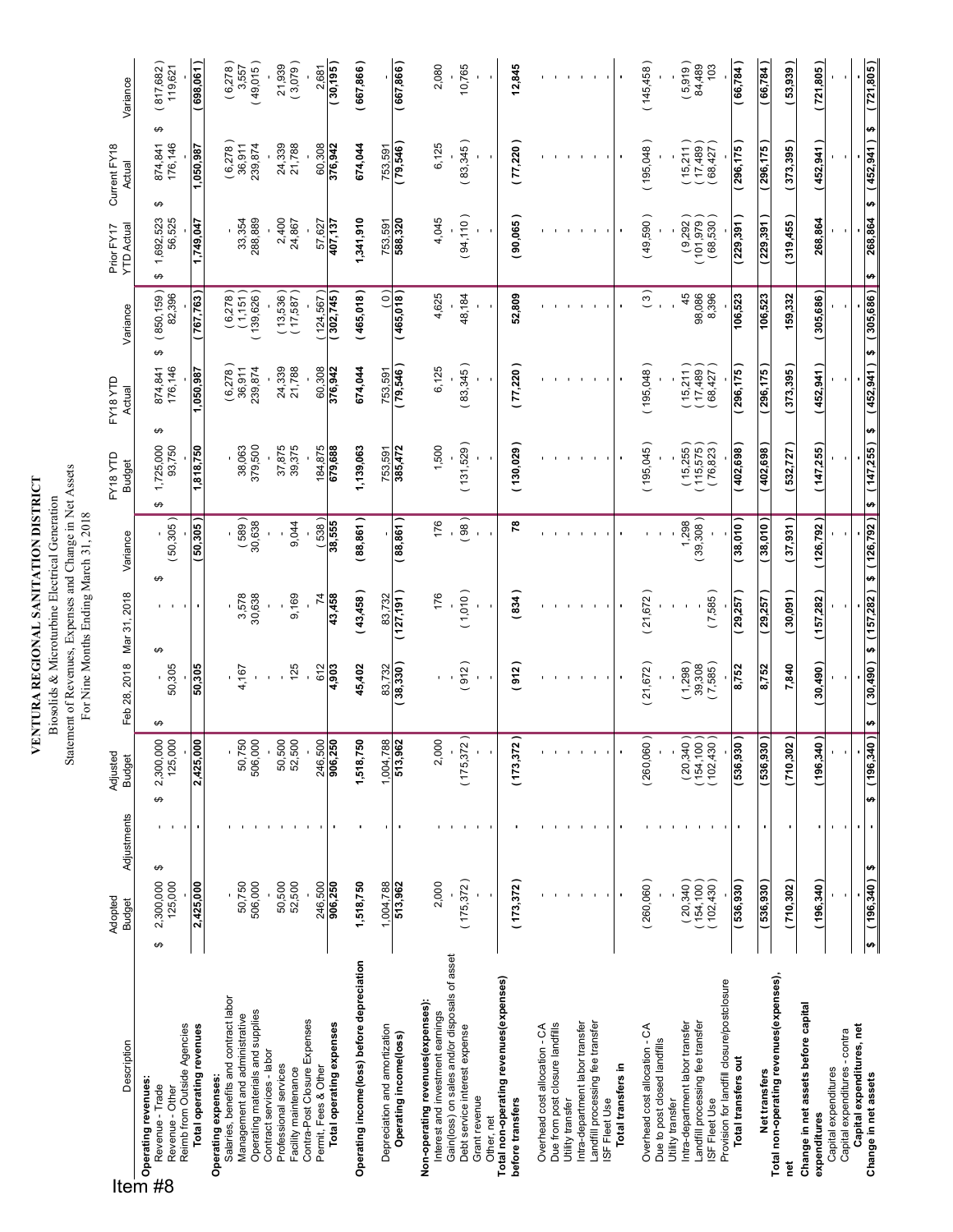Item #8

# VENTURA REGIONAL SANITATION DISTRICT

Biosolids & Microturbine Electrical Generation
Statement of Revenues, Expenses and Change in Net Assets
For Nine Months Ending March 31, 2018

| Description | Adopted Budget | Adjustments | Adjusted Budget | Feb 28, 2018 | Mar 31, 2018 | Variance | FY18 YTD Budget | FY18 YTD Actual | Variance | Prior FY17 YTD Actual | Current FY18 Actual | Variance |
|---|---|---|---|---|---|---|---|---|---|---|---|---|
| **Operating revenues:** | | | | | | | | | | | | |
| Revenue - Trade | $ 2,300,000 | $ - | $ 2,300,000 | $ - | $ - | $ - | $ 1,725,000 | $ 874,841 | $ (850,159) | $ 1,692,523 | $ 874,841 | $ (817,682) |
| Revenue - Other | 125,000 | - | 125,000 | 50,305 | - | (50,305) | 93,750 | 176,146 | 82,396 | 56,525 | 176,146 | 119,621 |
| Reimb from Outside Agencies | - | - | - | - | - | - | - | - | - | - | - | - |
| **Total operating revenues** | 2,425,000 | - | 2,425,000 | 50,305 | - | (50,305) | 1,818,750 | 1,050,987 | (767,763) | 1,749,047 | 1,050,987 | (698,061) |
| **Operating expenses:** | | | | | | | | | | | | |
| Salaries, benefits and contract labor | - | - | - | - | - | - | - | (6,278) | (6,278) | - | (6,278) | (6,278) |
| Management and administrative | 50,750 | - | 50,750 | 4,167 | 3,578 | (589) | 38,063 | 36,911 | (1,151) | 33,354 | 36,911 | 3,557 |
| Operating materials and supplies | 506,000 | - | 506,000 | - | 30,638 | 30,638 | 379,500 | 239,874 | (139,626) | 288,889 | 239,874 | (49,015) |
| Contract services - labor | - | - | - | - | - | - | - | - | - | - | - | - |
| Professional services | 50,500 | - | 50,500 | - | - | - | 37,875 | 24,339 | (13,536) | 2,400 | 24,339 | 21,939 |
| Facility maintenance | 52,500 | - | 52,500 | 125 | 9,169 | 9,044 | 39,375 | 21,788 | (17,587) | 24,867 | 21,788 | (3,079) |
| Contra-Post Closure Expenses | - | - | - | - | - | - | - | - | - | - | - | - |
| Permit, Fees & Other | 246,500 | - | 246,500 | 612 | 74 | (538) | 184,875 | 60,308 | (124,567) | 57,627 | 60,308 | 2,681 |
| **Total operating expenses** | 906,250 | - | 906,250 | 4,903 | 43,458 | 38,555 | 679,688 | 376,942 | (302,745) | 407,137 | 376,942 | (30,195) |
| **Operating income(loss) before depreciation** | 1,518,750 | - | 1,518,750 | 45,402 | (43,458) | (88,861) | 1,139,063 | 674,044 | (465,018) | 1,341,910 | 674,044 | (667,866) |
| Depreciation and amortization | 1,004,788 | - | 1,004,788 | 83,732 | 83,732 | - | 753,591 | 753,591 | (0) | 753,591 | 753,591 | - |
| **Operating income(loss)** | 513,962 | - | 513,962 | (38,330) | (127,191) | (88,861) | 385,472 | (79,546) | (465,018) | 588,320 | (79,546) | (667,866) |
| **Non-operating revenues(expenses):** | | | | | | | | | | | | |
| Interest and investment earnings | 2,000 | - | 2,000 | - | 176 | 176 | 1,500 | 6,125 | 4,625 | 4,045 | 6,125 | 2,080 |
| Gain(loss) on sales and/or disposals of asset | - | - | - | - | - | - | - | - | - | - | - | - |
| Debt service interest expense | (175,372) | - | (175,372) | (912) | (1,010) | (98) | (131,529) | (83,345) | 48,184 | (94,110) | (83,345) | 10,765 |
| Grant revenue | - | - | - | - | - | - | - | - | - | - | - | - |
| Other, net | - | - | - | - | - | - | - | - | - | - | - | - |
| **Total non-operating revenues(expenses) before transfers** | (173,372) | - | (173,372) | (912) | (834) | 78 | (130,029) | (77,220) | 52,809 | (90,065) | (77,220) | 12,845 |
| Overhead cost allocation - CA | - | - | - | - | - | - | - | - | - | - | - | - |
| Due from post closure landfills | - | - | - | - | - | - | - | - | - | - | - | - |
| Utility transfer | - | - | - | - | - | - | - | - | - | - | - | - |
| Intra-department labor transfer | - | - | - | - | - | - | - | - | - | - | - | - |
| Landfill processing fee transfer | - | - | - | - | - | - | - | - | - | - | - | - |
| ISF Fleet Use | - | - | - | - | - | - | - | - | - | - | - | - |
| **Total transfers in** | - | - | - | - | - | - | - | - | - | - | - | - |
| Overhead cost allocation - CA | (260,060) | - | (260,060) | (21,672) | (21,672) | - | (195,045) | (195,048) | (3) | (49,590) | (195,048) | (145,458) |
| Due to post closed landfills | - | - | - | - | - | - | - | - | - | - | - | - |
| Utility transfer | - | - | - | - | - | - | - | - | - | - | - | - |
| Intra-department labor transfer | (20,340) | - | (20,340) | (1,298) | - | 1,298 | (15,255) | (15,211) | 45 | (9,292) | (15,211) | (5,919) |
| Landfill processing fee transfer | (154,100) | - | (154,100) | 39,308 | - | (39,308) | (115,575) | (17,489) | 98,086 | (101,979) | (17,489) | 84,489 |
| ISF Fleet Use | (102,430) | - | (102,430) | (7,585) | (7,585) | - | (76,823) | (68,427) | 8,396 | (68,530) | (68,427) | 103 |
| Provision for landfill closure/postclosure | - | - | - | - | - | - | - | - | - | - | - | - |
| **Total transfers out** | (536,930) | - | (536,930) | 8,752 | (29,257) | (38,010) | (402,698) | (296,175) | 106,523 | (229,391) | (296,175) | (66,784) |
| **Net transfers** | (536,930) | - | (536,930) | 8,752 | (29,257) | (38,010) | (402,698) | (296,175) | 106,523 | (229,391) | (296,175) | (66,784) |
| **Total non-operating revenues(expenses), net** | (710,302) | - | (710,302) | 7,840 | (30,091) | (37,931) | (532,727) | (373,395) | 159,332 | (319,455) | (373,395) | (53,939) |
| **Change in net assets before capital expenditures** | (196,340) | - | (196,340) | (30,490) | (157,282) | (126,792) | (147,255) | (452,941) | (305,686) | 268,864 | (452,941) | (721,805) |
| Capital expenditures | - | - | - | - | - | - | - | - | - | - | - | - |
| Capital expenditures - contra | - | - | - | - | - | - | - | - | - | - | - | - |
| **Capital expenditures, net** | - | - | - | - | - | - | - | - | - | - | - | - |
| **Change in net assets** | $ (196,340) | $ - | $ (196,340) | $ (30,490) | $ (157,282) | $ (126,792) | $ (147,255) | $ (452,941) | $ (305,686) | $ 268,864 | $ (452,941) | $ (721,805) |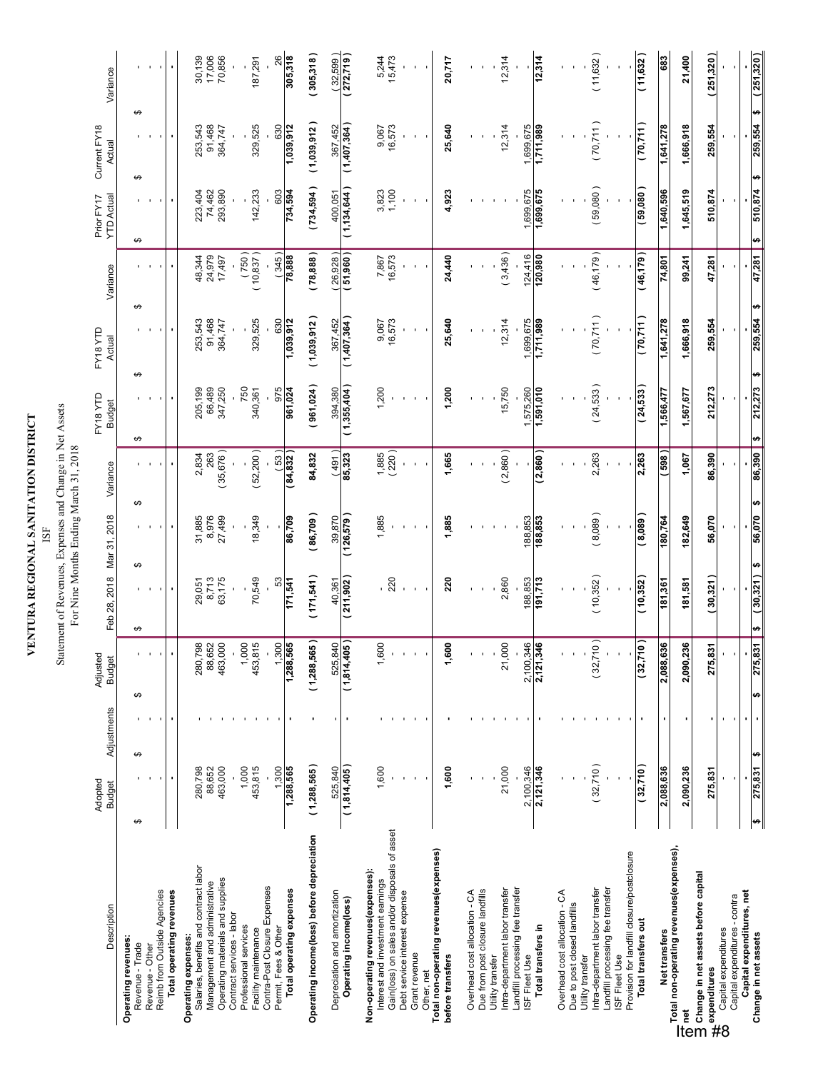# VENTURA REGIONAL SANITATION DISTRICT

ISF

Statement of Revenues, Expenses and Change in Net Assets

For Nine Months Ending March 31, 2018

| Description | Adopted Budget | Adjustments | Adjusted Budget | Feb 28, 2018 | Mar 31, 2018 | Variance | FY18 YTD Budget | FY18 YTD Actual | Variance | Prior FY17 YTD Actual | Current FY18 Actual | Variance |
|---|---|---|---|---|---|---|---|---|---|---|---|---|
| **Operating revenues:** | | | | | | | | | | | | |
| Revenue - Trade | $ - | $ - | $ - | $ - | $ - | $ - | $ - | $ - | $ - | $ - | $ - | $ - |
| Revenue - Other | - | - | - | - | - | - | - | - | - | - | - | - |
| Reimb from Outside Agencies | - | - | - | - | - | - | - | - | - | - | - | - |
| **Total operating revenues** | - | - | - | - | - | - | - | - | - | - | - | - |
| **Operating expenses:** | | | | | | | | | | | | |
| Salaries, benefits and contract labor | 280,798 | - | 280,798 | 29,051 | 31,885 | 2,834 | 205,199 | 253,543 | 48,344 | 223,404 | 253,543 | 30,139 |
| Management and administrative | 88,652 | - | 88,652 | 8,713 | 8,976 | 263 | 66,489 | 91,468 | 24,979 | 74,462 | 91,468 | 17,006 |
| Operating materials and supplies | 463,000 | - | 463,000 | 63,175 | 27,499 | (35,676) | 347,250 | 364,747 | 17,497 | 293,890 | 364,747 | 70,856 |
| Contract services - labor | - | - | - | - | - | - | - | - | - | - | - | - |
| Professional services | 1,000 | - | 1,000 | - | - | - | 750 | - | (750) | - | - | - |
| Facility maintenance | 453,815 | - | 453,815 | 70,549 | 18,349 | (52,200) | 340,361 | 329,525 | (10,837) | 142,233 | 329,525 | 187,291 |
| Contra-Post Closure Expenses | - | - | - | - | - | - | - | - | - | - | - | - |
| Permit, Fees & Other | 1,300 | - | 1,300 | 53 | - | (53) | 975 | 630 | (345) | 603 | 630 | 26 |
| **Total operating expenses** | 1,288,565 | - | 1,288,565 | 171,541 | 86,709 | (84,832) | 961,024 | 1,039,912 | 78,888 | 734,594 | 1,039,912 | 305,318 |
| **Operating income(loss) before depreciation** | (1,288,565) | - | (1,288,565) | (171,541) | (86,709) | 84,832 | (961,024) | (1,039,912) | (78,888) | (734,594) | (1,039,912) | (305,318) |
| Depreciation and amortization | 525,840 | - | 525,840 | 40,361 | 39,870 | (491) | 394,380 | 367,452 | (26,928) | 400,051 | 367,452 | (32,599) |
| **Operating income(loss)** | (1,814,405) | - | (1,814,405) | (211,902) | (126,579) | 85,323 | (1,355,404) | (1,407,364) | (51,960) | (1,134,644) | (1,407,364) | (272,719) |
| **Non-operating revenues(expenses):** | | | | | | | | | | | | |
| Interest and investment earnings | 1,600 | - | 1,600 | - | 1,885 | 1,885 | 1,200 | 9,067 | 7,867 | 3,823 | 9,067 | 5,244 |
| Gain(loss) on sales and/or disposals of asset | - | - | - | 220 | - | (220) | - | 16,573 | 16,573 | 1,100 | 16,573 | 15,473 |
| Debt service interest expense | - | - | - | - | - | - | - | - | - | - | - | - |
| Grant revenue | - | - | - | - | - | - | - | - | - | - | - | - |
| Other, net | - | - | - | - | - | - | - | - | - | - | - | - |
| **Total non-operating revenues(expenses) before transfers** | 1,600 | - | 1,600 | 220 | 1,885 | 1,665 | 1,200 | 25,640 | 24,440 | 4,923 | 25,640 | 20,717 |
| Overhead cost allocation - CA | - | - | - | - | - | - | - | - | - | - | - | - |
| Due from post closure landfills | - | - | - | - | - | - | - | - | - | - | - | - |
| Utility transfer | - | - | - | - | - | - | - | - | - | - | - | - |
| Intra-department labor transfer | 21,000 | - | 21,000 | 2,860 | - | (2,860) | 15,750 | 12,314 | (3,436) | - | 12,314 | 12,314 |
| Landfill processing fee transfer | - | - | - | - | - | - | - | - | - | - | - | - |
| ISF Fleet Use | 2,100,346 | - | 2,100,346 | 188,853 | 188,853 | - | 1,575,260 | 1,699,675 | 124,416 | 1,699,675 | 1,699,675 | - |
| **Total transfers in** | 2,121,346 | - | 2,121,346 | 191,713 | 188,853 | (2,860) | 1,591,010 | 1,711,989 | 120,980 | 1,699,675 | 1,711,989 | 12,314 |
| Overhead cost allocation - CA | - | - | - | - | - | - | - | - | - | - | - | - |
| Due to post closed landfills | - | - | - | - | - | - | - | - | - | - | - | - |
| Utility transfer | - | - | - | - | - | - | - | - | - | - | - | - |
| Intra-department labor transfer | (32,710) | - | (32,710) | (10,352) | (8,089) | 2,263 | (24,533) | (70,711) | (46,179) | (59,080) | (70,711) | (11,632) |
| Landfill processing fee transfer | - | - | - | - | - | - | - | - | - | - | - | - |
| ISF Fleet Use | - | - | - | - | - | - | - | - | - | - | - | - |
| Provision for landfill closure/postclosure | - | - | - | - | - | - | - | - | - | - | - | - |
| **Total transfers out** | (32,710) | - | (32,710) | (10,352) | (8,089) | 2,263 | (24,533) | (70,711) | (46,179) | (59,080) | (70,711) | (11,632) |
| **Net transfers** | 2,088,636 | - | 2,088,636 | 181,361 | 180,764 | (598) | 1,566,477 | 1,641,278 | 74,801 | 1,640,596 | 1,641,278 | 683 |
| **Total non-operating revenues(expenses), net** | 2,090,236 | - | 2,090,236 | 181,581 | 182,649 | 1,067 | 1,567,677 | 1,666,918 | 99,241 | 1,645,519 | 1,666,918 | 21,400 |
| **Change in net assets before capital expenditures** | 275,831 | - | 275,831 | (30,321) | 56,070 | 86,390 | 212,273 | 259,554 | 47,281 | 510,874 | 259,554 | (251,320) |
| Capital expenditures | - | - | - | - | - | - | - | - | - | - | - | - |
| Capital expenditures - contra | - | - | - | - | - | - | - | - | - | - | - | - |
| **Capital expenditures, net** | - | - | - | - | - | - | - | - | - | - | - | - |
| **Change in net assets** | $ 275,831 | $ - | $ 275,831 | $ (30,321) | $ 56,070 | $ 86,390 | $ 212,273 | $ 259,554 | $ 47,281 | $ 510,874 | $ 259,554 | $ (251,320) |

Item #8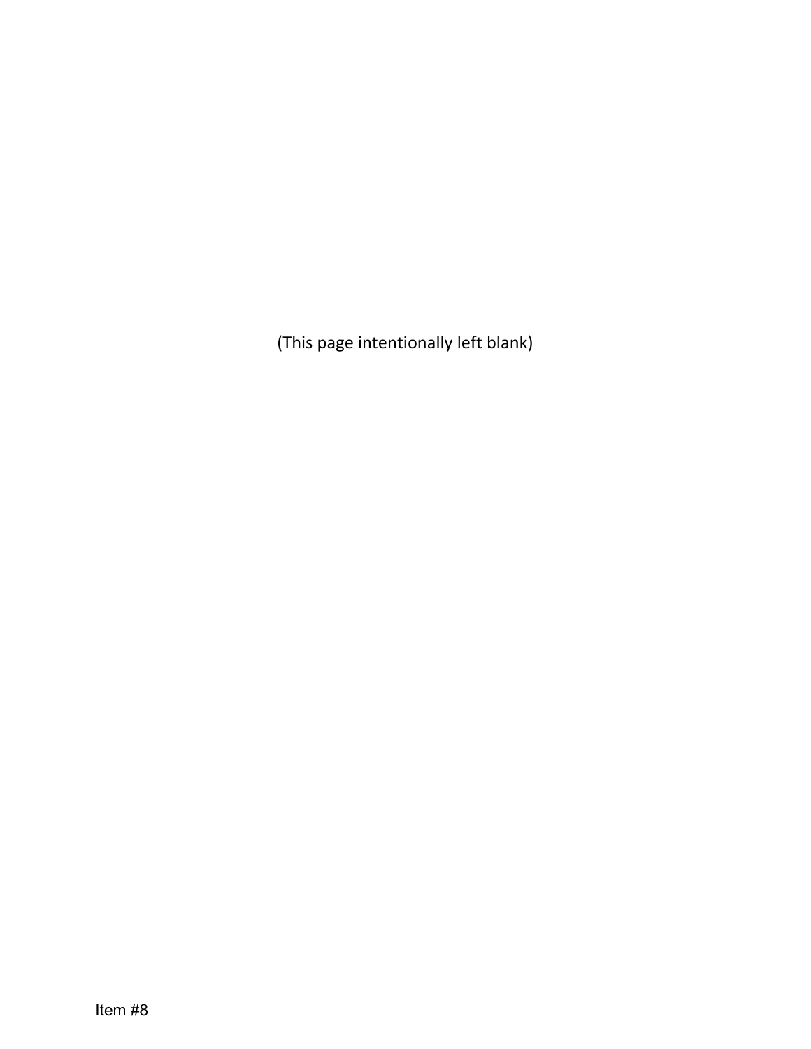(This page intentionally left blank)

Item #8